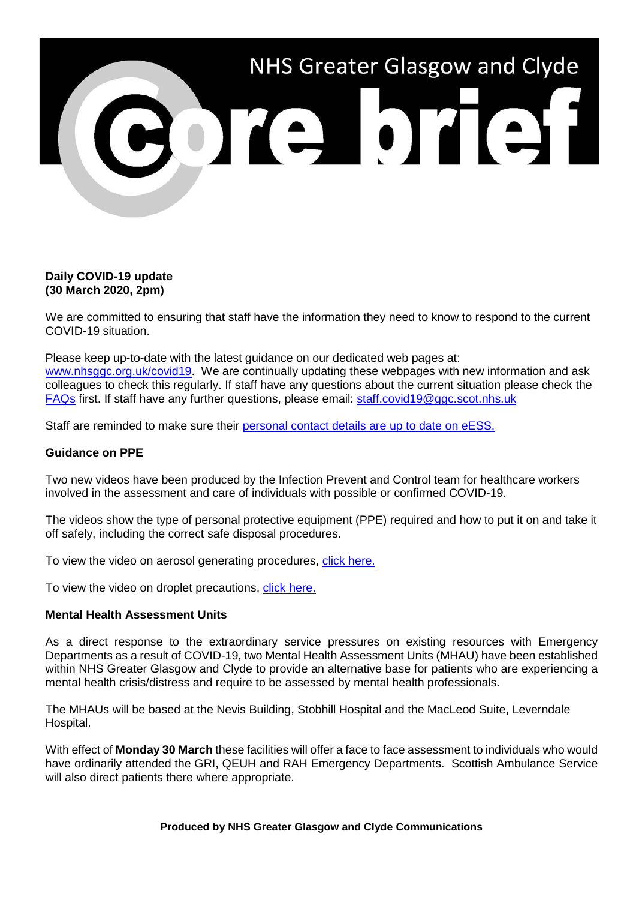# NHS Greater Glasgow and Clyde

# Core brief

**Daily COVID-19 update**
**(30 March 2020, 2pm)**

We are committed to ensuring that staff have the information they need to know to respond to the current COVID-19 situation.

Please keep up-to-date with the latest guidance on our dedicated web pages at: www.nhsggc.org.uk/covid19. We are continually updating these webpages with new information and ask colleagues to check this regularly. If staff have any questions about the current situation please check the FAQs first. If staff have any further questions, please email: staff.covid19@ggc.scot.nhs.uk

Staff are reminded to make sure their personal contact details are up to date on eESS.

**Guidance on PPE**

Two new videos have been produced by the Infection Prevent and Control team for healthcare workers involved in the assessment and care of individuals with possible or confirmed COVID-19.

The videos show the type of personal protective equipment (PPE) required and how to put it on and take it off safely, including the correct safe disposal procedures.

To view the video on aerosol generating procedures, click here.

To view the video on droplet precautions, click here.

**Mental Health Assessment Units**

As a direct response to the extraordinary service pressures on existing resources with Emergency Departments as a result of COVID-19, two Mental Health Assessment Units (MHAU) have been established within NHS Greater Glasgow and Clyde to provide an alternative base for patients who are experiencing a mental health crisis/distress and require to be assessed by mental health professionals.

The MHAUs will be based at the Nevis Building, Stobhill Hospital and the MacLeod Suite, Leverndale Hospital.

With effect of **Monday 30 March** these facilities will offer a face to face assessment to individuals who would have ordinarily attended the GRI, QEUH and RAH Emergency Departments. Scottish Ambulance Service will also direct patients there where appropriate.

**Produced by NHS Greater Glasgow and Clyde Communications**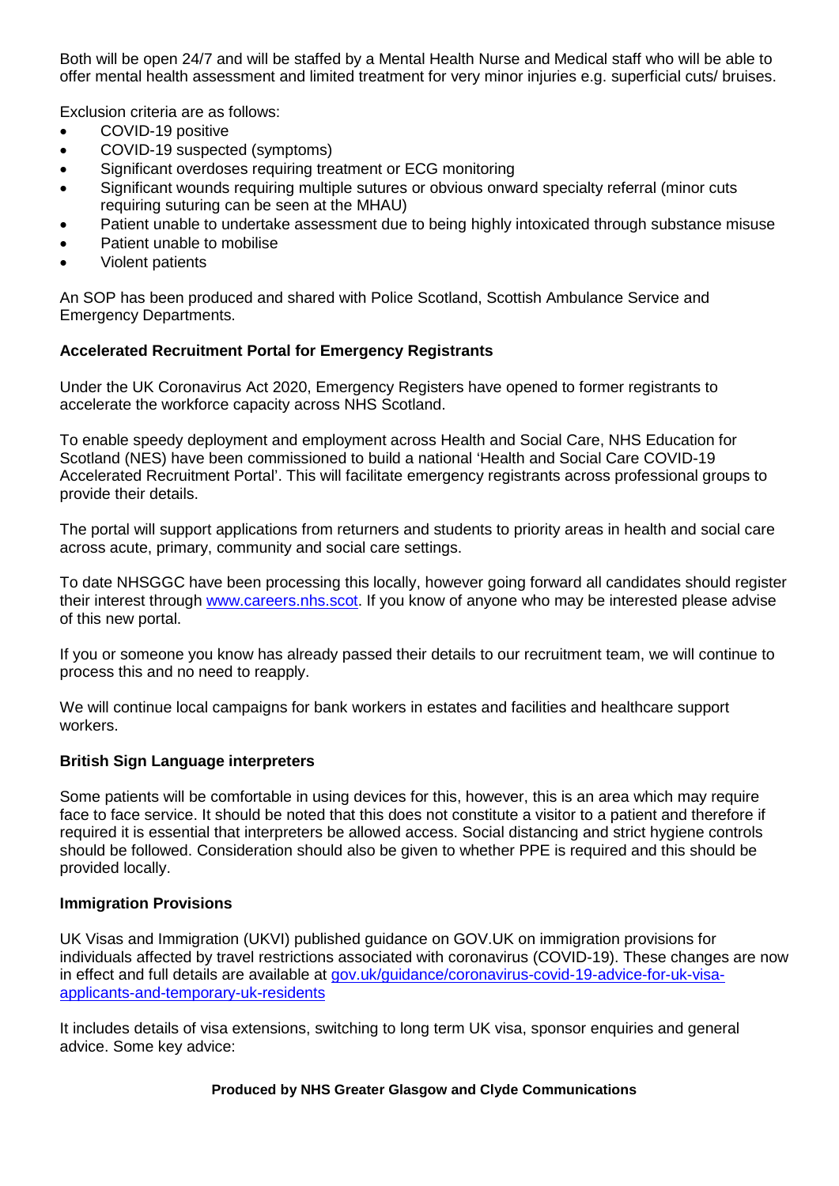Both will be open 24/7 and will be staffed by a Mental Health Nurse and Medical staff who will be able to offer mental health assessment and limited treatment for very minor injuries e.g. superficial cuts/ bruises.

Exclusion criteria are as follows:

- COVID-19 positive
- COVID-19 suspected (symptoms)
- Significant overdoses requiring treatment or ECG monitoring
- Significant wounds requiring multiple sutures or obvious onward specialty referral (minor cuts requiring suturing can be seen at the MHAU)
- Patient unable to undertake assessment due to being highly intoxicated through substance misuse
- Patient unable to mobilise
- Violent patients

An SOP has been produced and shared with Police Scotland, Scottish Ambulance Service and Emergency Departments.

**Accelerated Recruitment Portal for Emergency Registrants**

Under the UK Coronavirus Act 2020, Emergency Registers have opened to former registrants to accelerate the workforce capacity across NHS Scotland.

To enable speedy deployment and employment across Health and Social Care, NHS Education for Scotland (NES) have been commissioned to build a national 'Health and Social Care COVID-19 Accelerated Recruitment Portal'. This will facilitate emergency registrants across professional groups to provide their details.

The portal will support applications from returners and students to priority areas in health and social care across acute, primary, community and social care settings.

To date NHSGGC have been processing this locally, however going forward all candidates should register their interest through [www.careers.nhs.scot](http://www.careers.nhs.scot). If you know of anyone who may be interested please advise of this new portal.

If you or someone you know has already passed their details to our recruitment team, we will continue to process this and no need to reapply.

We will continue local campaigns for bank workers in estates and facilities and healthcare support workers.

**British Sign Language interpreters**

Some patients will be comfortable in using devices for this, however, this is an area which may require face to face service. It should be noted that this does not constitute a visitor to a patient and therefore if required it is essential that interpreters be allowed access. Social distancing and strict hygiene controls should be followed. Consideration should also be given to whether PPE is required and this should be provided locally.

**Immigration Provisions**

UK Visas and Immigration (UKVI) published guidance on GOV.UK on immigration provisions for individuals affected by travel restrictions associated with coronavirus (COVID-19). These changes are now in effect and full details are available at [gov.uk/guidance/coronavirus-covid-19-advice-for-uk-visa-applicants-and-temporary-uk-residents](https://gov.uk/guidance/coronavirus-covid-19-advice-for-uk-visa-applicants-and-temporary-uk-residents)

It includes details of visa extensions, switching to long term UK visa, sponsor enquiries and general advice. Some key advice: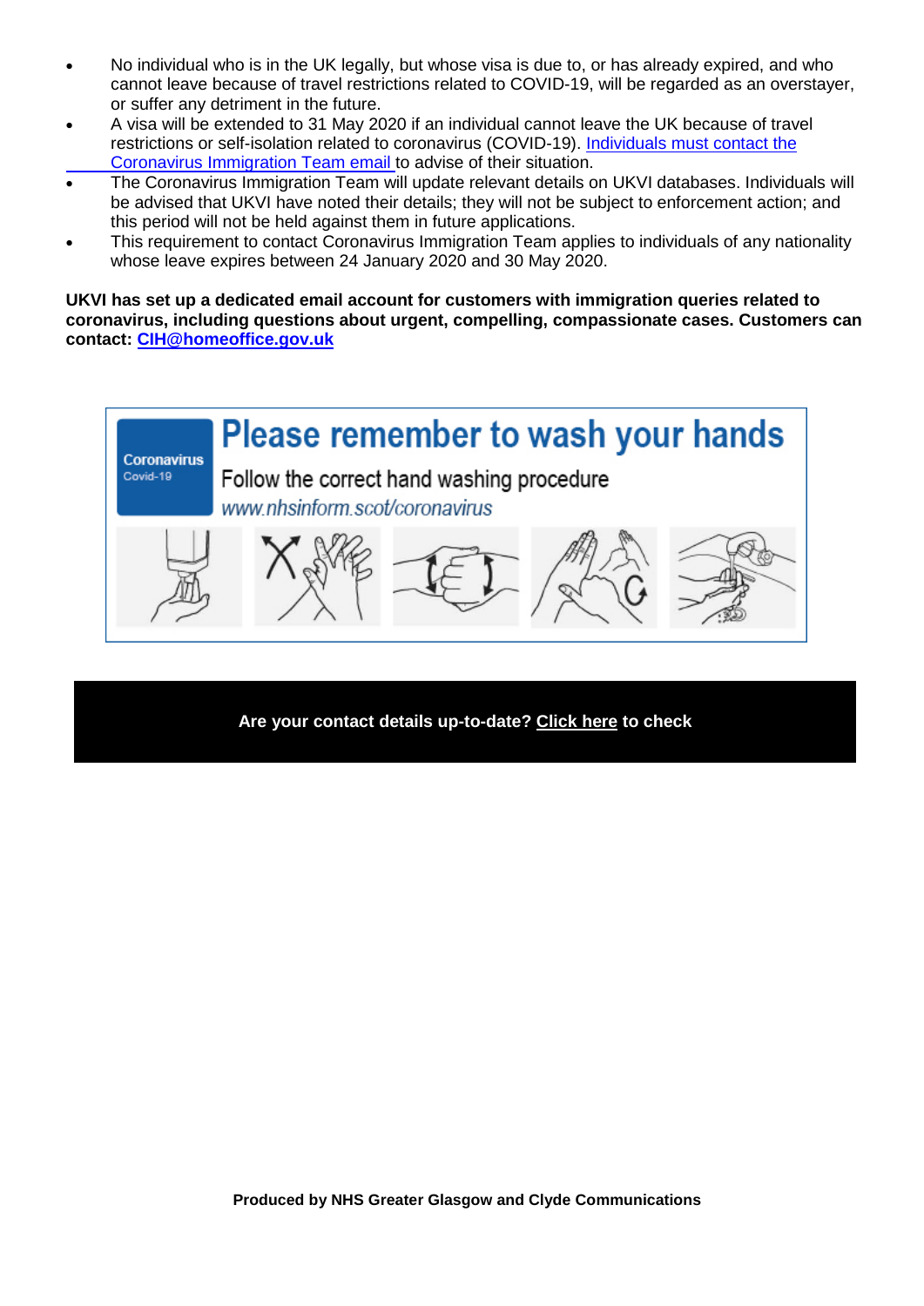- No individual who is in the UK legally, but whose visa is due to, or has already expired, and who cannot leave because of travel restrictions related to COVID-19, will be regarded as an overstayer, or suffer any detriment in the future.
- A visa will be extended to 31 May 2020 if an individual cannot leave the UK because of travel restrictions or self-isolation related to coronavirus (COVID-19). Individuals must contact the Coronavirus Immigration Team email to advise of their situation.
- The Coronavirus Immigration Team will update relevant details on UKVI databases. Individuals will be advised that UKVI have noted their details; they will not be subject to enforcement action; and this period will not be held against them in future applications.
- This requirement to contact Coronavirus Immigration Team applies to individuals of any nationality whose leave expires between 24 January 2020 and 30 May 2020.

**UKVI has set up a dedicated email account for customers with immigration queries related to coronavirus, including questions about urgent, compelling, compassionate cases. Customers can contact: CIH@homeoffice.gov.uk**

Coronavirus
Covid-19

Please remember to wash your hands

Follow the correct hand washing procedure

*www.nhsinform.scot/coronavirus*

**Are your contact details up-to-date? Click here to check**

**Produced by NHS Greater Glasgow and Clyde Communications**